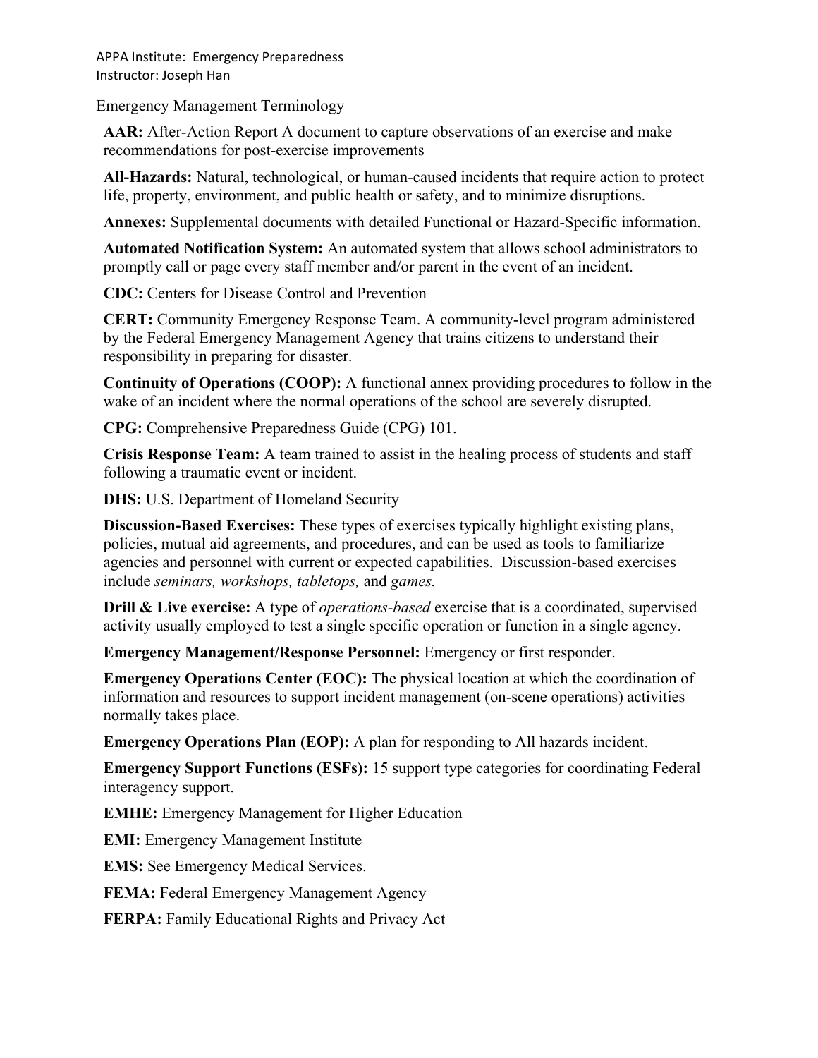APPA Institute: Emergency Preparedness
Instructor: Joseph Han

Emergency Management Terminology

**AAR:** After-Action Report A document to capture observations of an exercise and make recommendations for post-exercise improvements

**All-Hazards:** Natural, technological, or human-caused incidents that require action to protect life, property, environment, and public health or safety, and to minimize disruptions.

**Annexes:** Supplemental documents with detailed Functional or Hazard-Specific information.

**Automated Notification System:** An automated system that allows school administrators to promptly call or page every staff member and/or parent in the event of an incident.

**CDC:** Centers for Disease Control and Prevention

**CERT:** Community Emergency Response Team. A community-level program administered by the Federal Emergency Management Agency that trains citizens to understand their responsibility in preparing for disaster.

**Continuity of Operations (COOP):** A functional annex providing procedures to follow in the wake of an incident where the normal operations of the school are severely disrupted.

**CPG:** Comprehensive Preparedness Guide (CPG) 101.

**Crisis Response Team:** A team trained to assist in the healing process of students and staff following a traumatic event or incident.

**DHS:** U.S. Department of Homeland Security

**Discussion-Based Exercises:** These types of exercises typically highlight existing plans, policies, mutual aid agreements, and procedures, and can be used as tools to familiarize agencies and personnel with current or expected capabilities. Discussion-based exercises include *seminars, workshops, tabletops,* and *games.*

**Drill & Live exercise:** A type of *operations-based* exercise that is a coordinated, supervised activity usually employed to test a single specific operation or function in a single agency.

**Emergency Management/Response Personnel:** Emergency or first responder.

**Emergency Operations Center (EOC):** The physical location at which the coordination of information and resources to support incident management (on-scene operations) activities normally takes place.

**Emergency Operations Plan (EOP):** A plan for responding to All hazards incident.

**Emergency Support Functions (ESFs):** 15 support type categories for coordinating Federal interagency support.

**EMHE:** Emergency Management for Higher Education

**EMI:** Emergency Management Institute

**EMS:** See Emergency Medical Services.

**FEMA:** Federal Emergency Management Agency

**FERPA:** Family Educational Rights and Privacy Act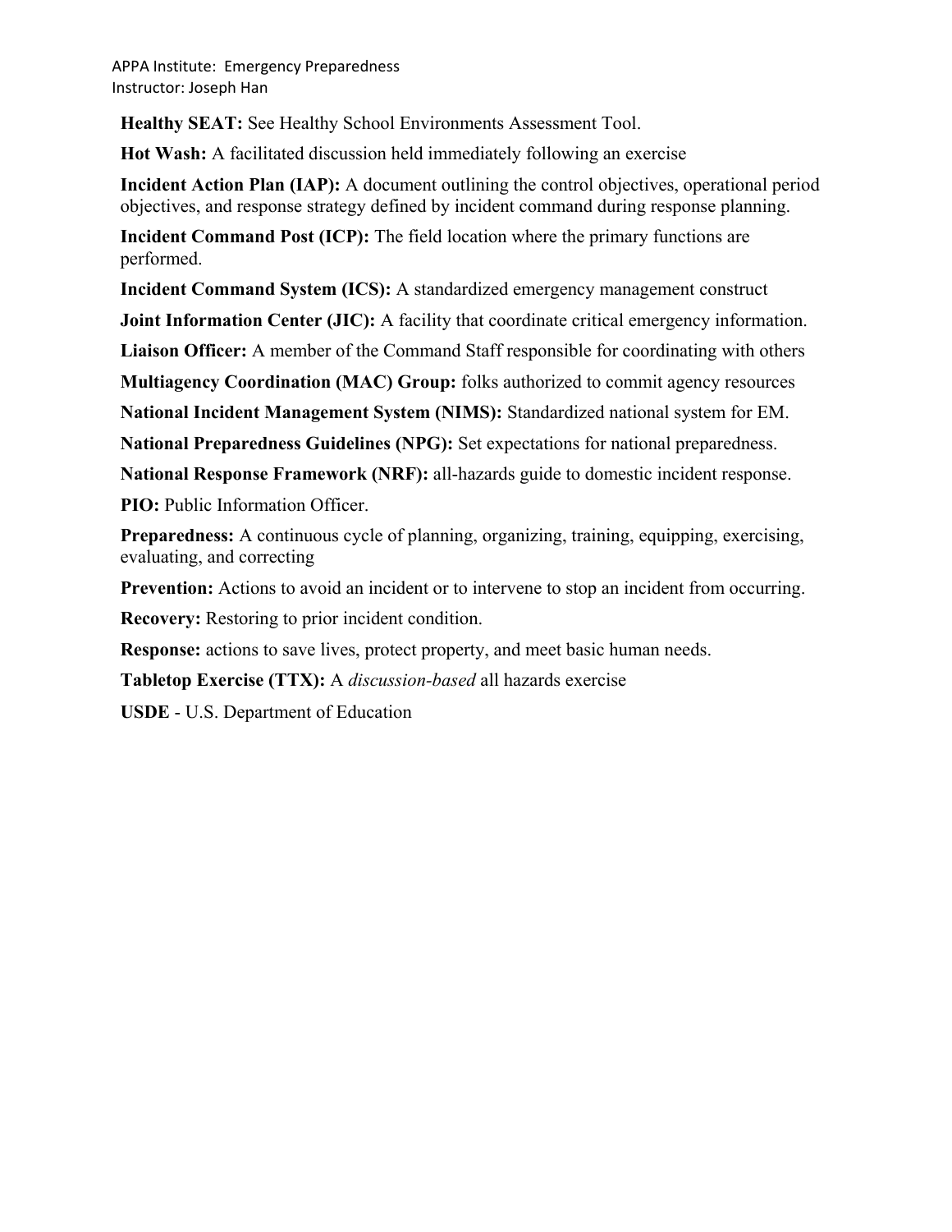**Healthy SEAT:** See Healthy School Environments Assessment Tool.

**Hot Wash:** A facilitated discussion held immediately following an exercise

**Incident Action Plan (IAP):** A document outlining the control objectives, operational period objectives, and response strategy defined by incident command during response planning.

**Incident Command Post (ICP):** The field location where the primary functions are performed.

**Incident Command System (ICS):** A standardized emergency management construct

**Joint Information Center (JIC):** A facility that coordinate critical emergency information.

**Liaison Officer:** A member of the Command Staff responsible for coordinating with others

**Multiagency Coordination (MAC) Group:** folks authorized to commit agency resources

**National Incident Management System (NIMS):** Standardized national system for EM.

**National Preparedness Guidelines (NPG):** Set expectations for national preparedness.

**National Response Framework (NRF):** all-hazards guide to domestic incident response.

**PIO:** Public Information Officer.

**Preparedness:** A continuous cycle of planning, organizing, training, equipping, exercising, evaluating, and correcting

**Prevention:** Actions to avoid an incident or to intervene to stop an incident from occurring.

**Recovery:** Restoring to prior incident condition.

**Response:** actions to save lives, protect property, and meet basic human needs.

**Tabletop Exercise (TTX):** A *discussion-based* all hazards exercise

**USDE** - U.S. Department of Education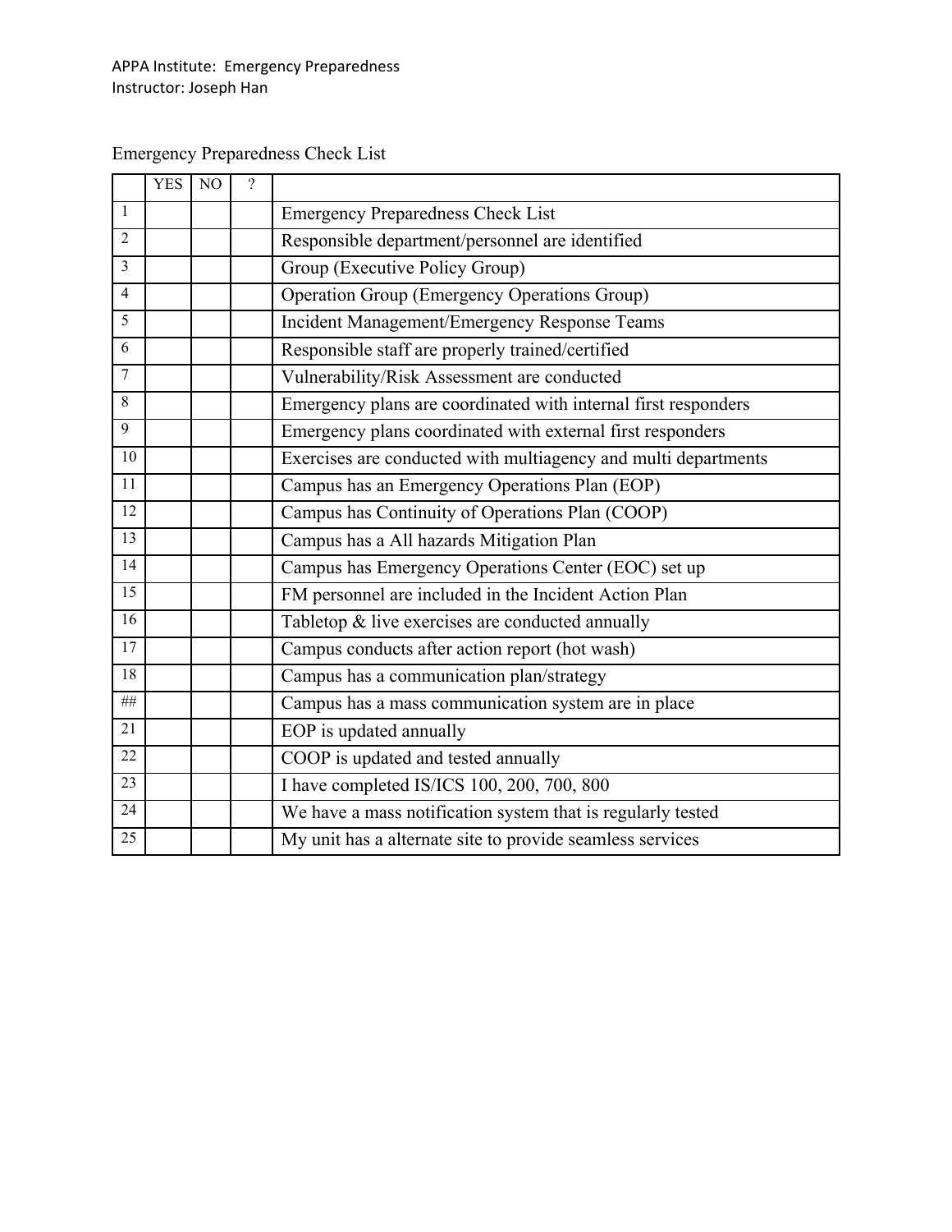APPA Institute: Emergency Preparedness
Instructor: Joseph Han

Emergency Preparedness Check List

| | YES | NO | ? | |
|---|---|---|---|---|
| 1 | | | | Emergency Preparedness Check List |
| 2 | | | | Responsible department/personnel are identified |
| 3 | | | | Group (Executive Policy Group) |
| 4 | | | | Operation Group (Emergency Operations Group) |
| 5 | | | | Incident Management/Emergency Response Teams |
| 6 | | | | Responsible staff are properly trained/certified |
| 7 | | | | Vulnerability/Risk Assessment are conducted |
| 8 | | | | Emergency plans are coordinated with internal first responders |
| 9 | | | | Emergency plans coordinated with external first responders |
| 10 | | | | Exercises are conducted with multiagency and multi departments |
| 11 | | | | Campus has an Emergency Operations Plan (EOP) |
| 12 | | | | Campus has Continuity of Operations Plan (COOP) |
| 13 | | | | Campus has a All hazards Mitigation Plan |
| 14 | | | | Campus has Emergency Operations Center (EOC) set up |
| 15 | | | | FM personnel are included in the Incident Action Plan |
| 16 | | | | Tabletop & live exercises are conducted annually |
| 17 | | | | Campus conducts after action report (hot wash) |
| 18 | | | | Campus has a communication plan/strategy |
| ## | | | | Campus has a mass communication system are in place |
| 21 | | | | EOP is updated annually |
| 22 | | | | COOP is updated and tested annually |
| 23 | | | | I have completed IS/ICS 100, 200, 700, 800 |
| 24 | | | | We have a mass notification system that is regularly tested |
| 25 | | | | My unit has a alternate site to provide seamless services |